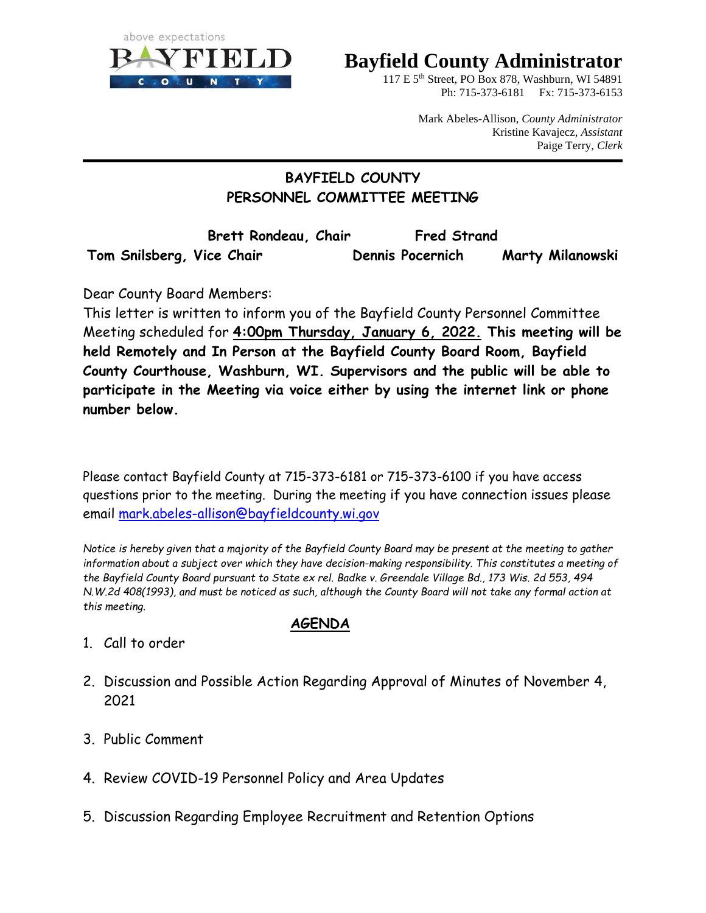above expectations
BAYFIELD
COUNTY

# Bayfield County Administrator

117 E 5th Street, PO Box 878, Washburn, WI 54891
Ph: 715-373-6181 Fx: 715-373-6153

Mark Abeles-Allison, *County Administrator*
Kristine Kavajecz, *Assistant*
Paige Terry, *Clerk*

---

## BAYFIELD COUNTY
## PERSONNEL COMMITTEE MEETING

**Brett Rondeau, Chair** **Fred Strand**
**Tom Snilsberg, Vice Chair** **Dennis Pocernich** **Marty Milanowski**

Dear County Board Members:
This letter is written to inform you of the Bayfield County Personnel Committee Meeting scheduled for **4:00pm Thursday, January 6, 2022. This meeting will be held Remotely and In Person at the Bayfield County Board Room, Bayfield County Courthouse, Washburn, WI. Supervisors and the public will be able to participate in the Meeting via voice either by using the internet link or phone number below.**

Please contact Bayfield County at 715-373-6181 or 715-373-6100 if you have access questions prior to the meeting. During the meeting if you have connection issues please email mark.abeles-allison@bayfieldcounty.wi.gov

*Notice is hereby given that a majority of the Bayfield County Board may be present at the meeting to gather information about a subject over which they have decision-making responsibility. This constitutes a meeting of the Bayfield County Board pursuant to State ex rel. Badke v. Greendale Village Bd., 173 Wis. 2d 553, 494 N.W.2d 408(1993), and must be noticed as such, although the County Board will not take any formal action at this meeting.*

## AGENDA

1. Call to order
2. Discussion and Possible Action Regarding Approval of Minutes of November 4, 2021
3. Public Comment
4. Review COVID-19 Personnel Policy and Area Updates
5. Discussion Regarding Employee Recruitment and Retention Options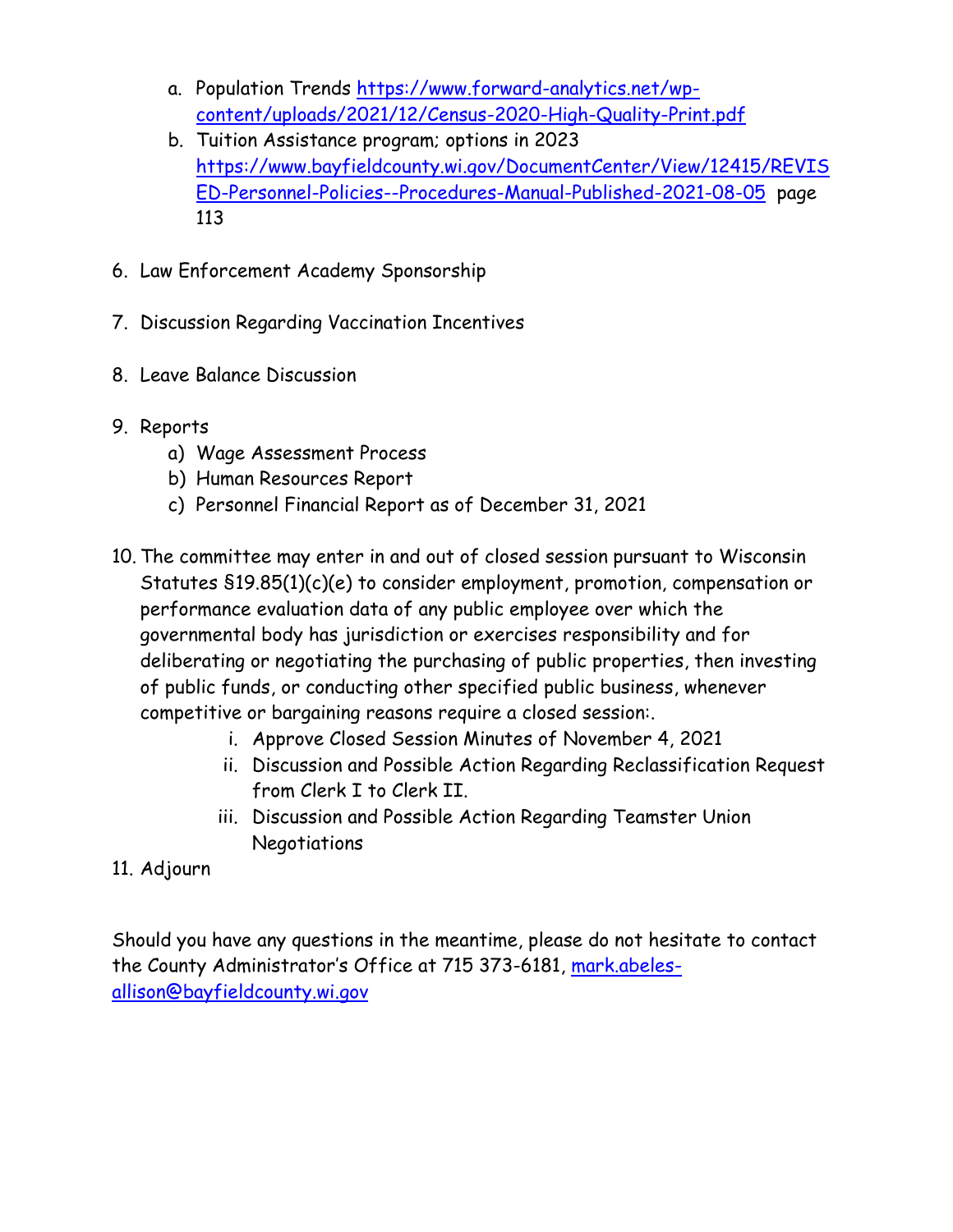a. Population Trends [https://www.forward-analytics.net/wp-content/uploads/2021/12/Census-2020-High-Quality-Print.pdf](https://www.forward-analytics.net/wp-content/uploads/2021/12/Census-2020-High-Quality-Print.pdf)
   b. Tuition Assistance program; options in 2023 [https://www.bayfieldcounty.wi.gov/DocumentCenter/View/12415/REVISED-Personnel-Policies--Procedures-Manual-Published-2021-08-05](https://www.bayfieldcounty.wi.gov/DocumentCenter/View/12415/REVISED-Personnel-Policies--Procedures-Manual-Published-2021-08-05) page 113

6. Law Enforcement Academy Sponsorship

7. Discussion Regarding Vaccination Incentives

8. Leave Balance Discussion

9. Reports
   a) Wage Assessment Process
   b) Human Resources Report
   c) Personnel Financial Report as of December 31, 2021

10. The committee may enter in and out of closed session pursuant to Wisconsin Statutes §19.85(1)(c)(e) to consider employment, promotion, compensation or performance evaluation data of any public employee over which the governmental body has jurisdiction or exercises responsibility and for deliberating or negotiating the purchasing of public properties, then investing of public funds, or conducting other specified public business, whenever competitive or bargaining reasons require a closed session:.
    i. Approve Closed Session Minutes of November 4, 2021
    ii. Discussion and Possible Action Regarding Reclassification Request from Clerk I to Clerk II.
    iii. Discussion and Possible Action Regarding Teamster Union Negotiations

11. Adjourn

Should you have any questions in the meantime, please do not hesitate to contact the County Administrator's Office at 715 373-6181, [mark.abeles-allison@bayfieldcounty.wi.gov](mailto:mark.abeles-allison@bayfieldcounty.wi.gov)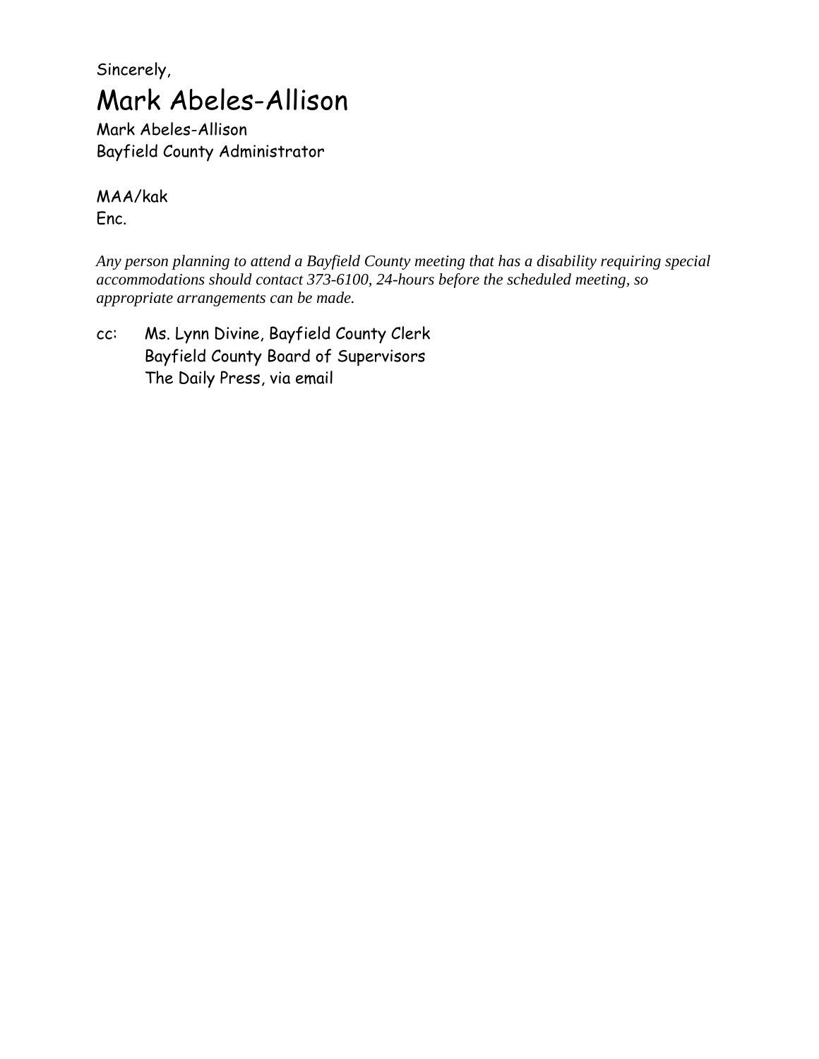Sincerely,

Mark Abeles-Allison

Mark Abeles-Allison
Bayfield County Administrator

MAA/kak
Enc.

*Any person planning to attend a Bayfield County meeting that has a disability requiring special accommodations should contact 373-6100, 24-hours before the scheduled meeting, so appropriate arrangements can be made.*

cc: Ms. Lynn Divine, Bayfield County Clerk
Bayfield County Board of Supervisors
The Daily Press, via email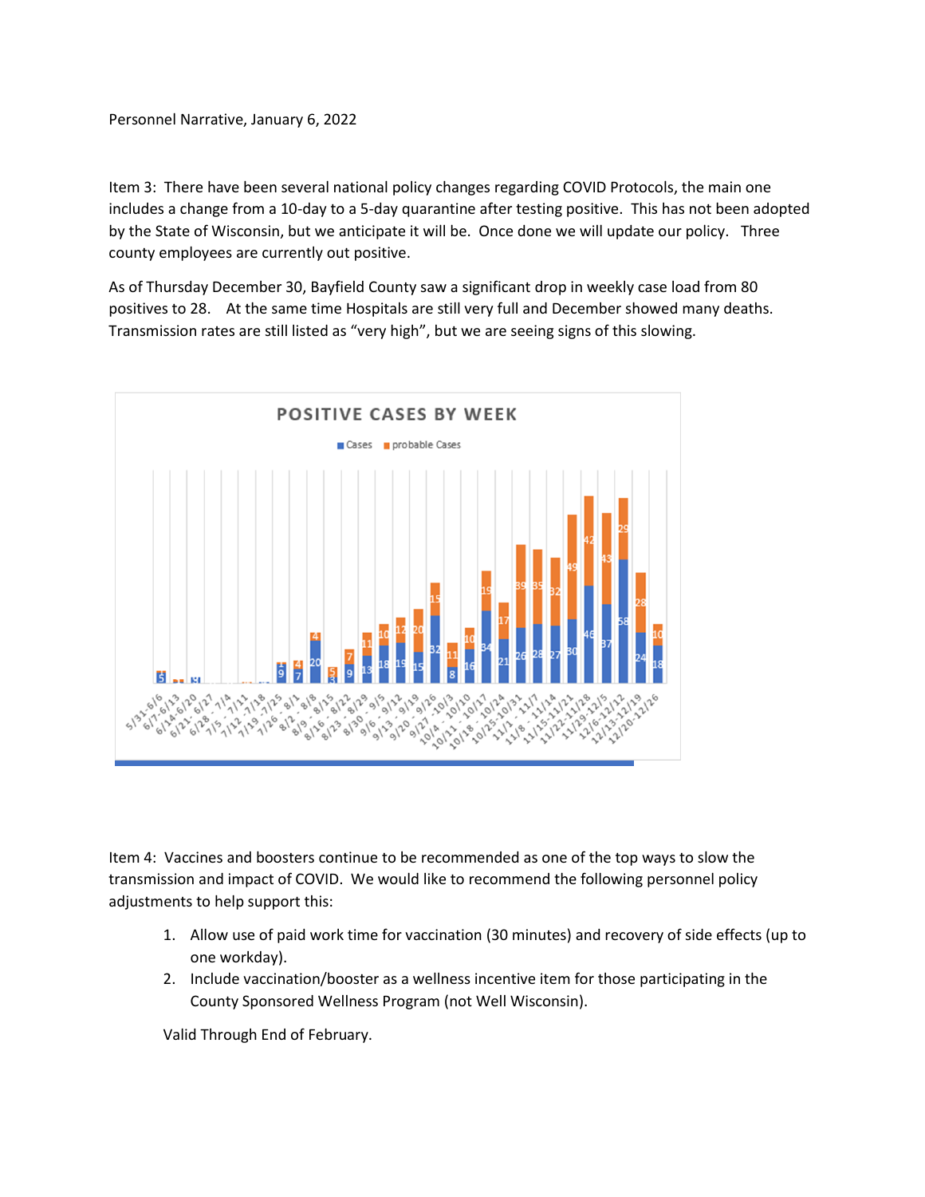Personnel Narrative, January 6, 2022

Item 3: There have been several national policy changes regarding COVID Protocols, the main one includes a change from a 10-day to a 5-day quarantine after testing positive. This has not been adopted by the State of Wisconsin, but we anticipate it will be. Once done we will update our policy. Three county employees are currently out positive.

As of Thursday December 30, Bayfield County saw a significant drop in weekly case load from 80 positives to 28. At the same time Hospitals are still very full and December showed many deaths. Transmission rates are still listed as "very high", but we are seeing signs of this slowing.

Item 4: Vaccines and boosters continue to be recommended as one of the top ways to slow the transmission and impact of COVID. We would like to recommend the following personnel policy adjustments to help support this:

1. Allow use of paid work time for vaccination (30 minutes) and recovery of side effects (up to one workday).
2. Include vaccination/booster as a wellness incentive item for those participating in the County Sponsored Wellness Program (not Well Wisconsin).

Valid Through End of February.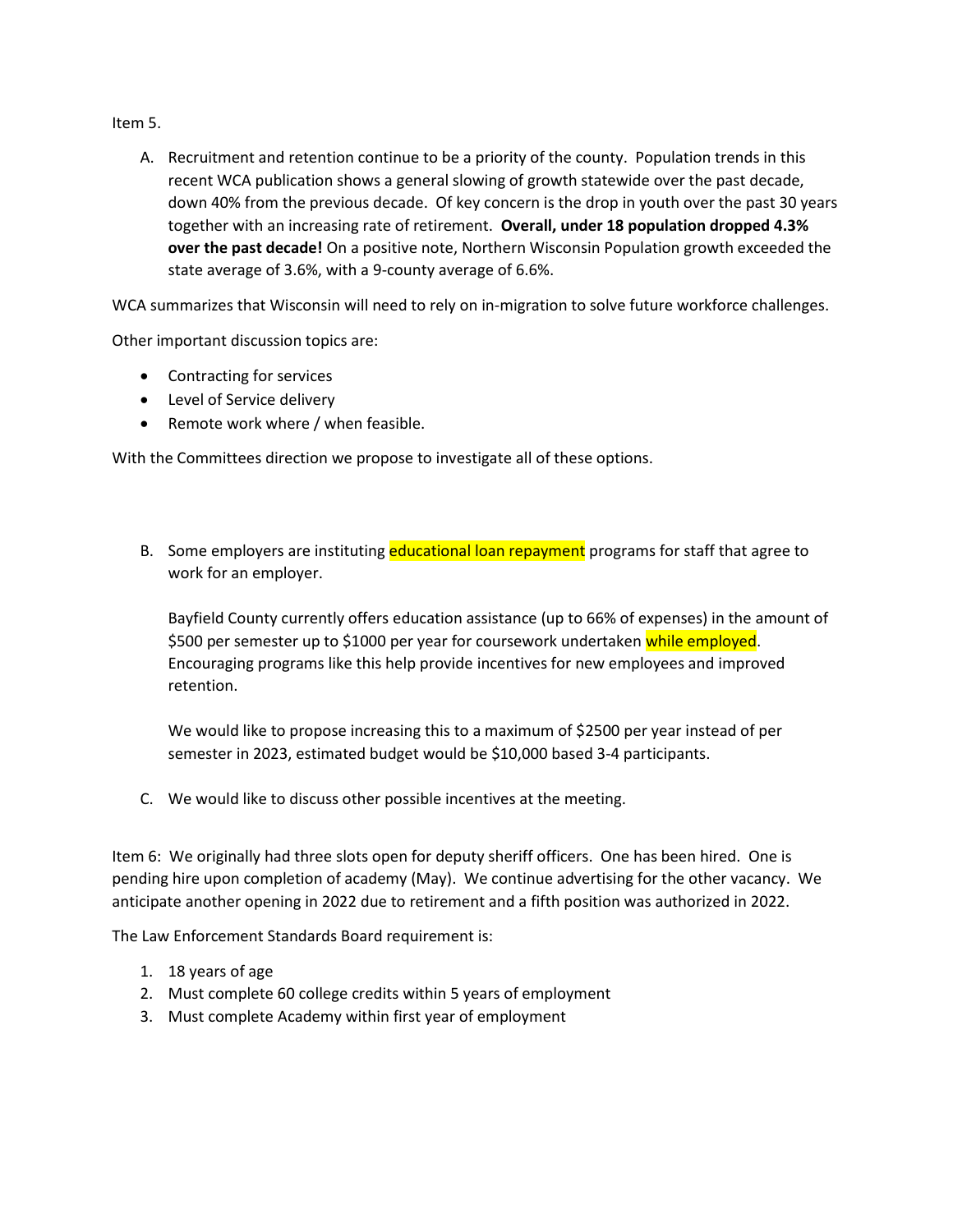Item 5.

A. Recruitment and retention continue to be a priority of the county. Population trends in this recent WCA publication shows a general slowing of growth statewide over the past decade, down 40% from the previous decade. Of key concern is the drop in youth over the past 30 years together with an increasing rate of retirement. **Overall, under 18 population dropped 4.3% over the past decade!** On a positive note, Northern Wisconsin Population growth exceeded the state average of 3.6%, with a 9-county average of 6.6%.

WCA summarizes that Wisconsin will need to rely on in-migration to solve future workforce challenges.

Other important discussion topics are:

- Contracting for services
- Level of Service delivery
- Remote work where / when feasible.

With the Committees direction we propose to investigate all of these options.

B. Some employers are instituting educational loan repayment programs for staff that agree to work for an employer.

   Bayfield County currently offers education assistance (up to 66% of expenses) in the amount of $500 per semester up to $1000 per year for coursework undertaken while employed. Encouraging programs like this help provide incentives for new employees and improved retention.

   We would like to propose increasing this to a maximum of $2500 per year instead of per semester in 2023, estimated budget would be $10,000 based 3-4 participants.

C. We would like to discuss other possible incentives at the meeting.

Item 6: We originally had three slots open for deputy sheriff officers. One has been hired. One is pending hire upon completion of academy (May). We continue advertising for the other vacancy. We anticipate another opening in 2022 due to retirement and a fifth position was authorized in 2022.

The Law Enforcement Standards Board requirement is:

1. 18 years of age
2. Must complete 60 college credits within 5 years of employment
3. Must complete Academy within first year of employment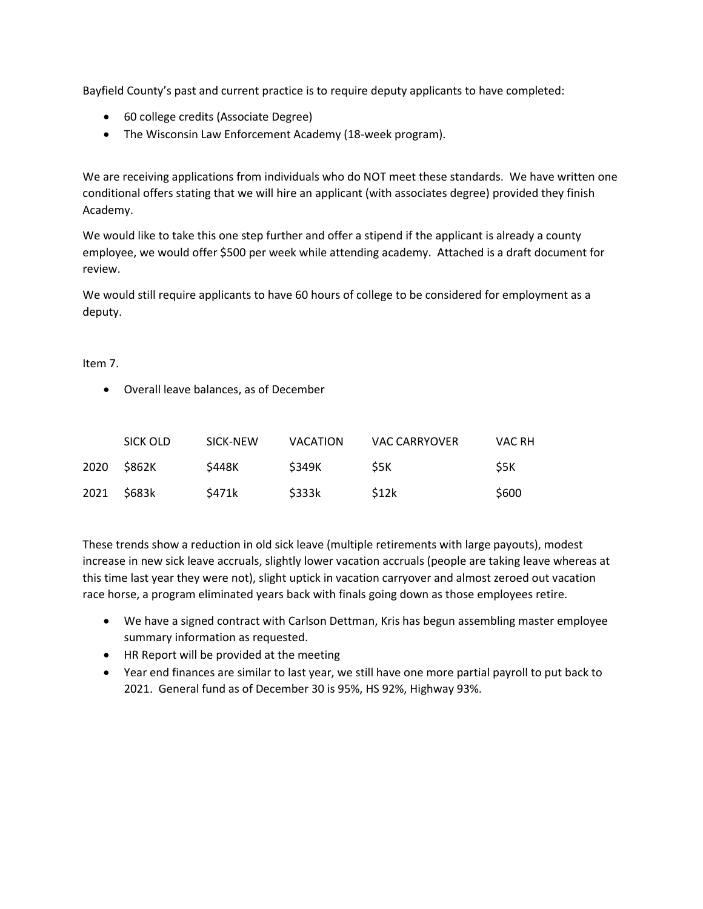Bayfield County's past and current practice is to require deputy applicants to have completed:

- 60 college credits (Associate Degree)
- The Wisconsin Law Enforcement Academy (18-week program).

We are receiving applications from individuals who do NOT meet these standards. We have written one conditional offers stating that we will hire an applicant (with associates degree) provided they finish Academy.

We would like to take this one step further and offer a stipend if the applicant is already a county employee, we would offer $500 per week while attending academy. Attached is a draft document for review.

We would still require applicants to have 60 hours of college to be considered for employment as a deputy.

Item 7.

- Overall leave balances, as of December

| | SICK OLD | SICK-NEW | VACATION | VAC CARRYOVER | VAC RH |
|---|---|---|---|---|---|
| 2020 | $862K | $448K | $349K | $5K | $5K |
| 2021 | $683k | $471k | $333k | $12k | $600 |

These trends show a reduction in old sick leave (multiple retirements with large payouts), modest increase in new sick leave accruals, slightly lower vacation accruals (people are taking leave whereas at this time last year they were not), slight uptick in vacation carryover and almost zeroed out vacation race horse, a program eliminated years back with finals going down as those employees retire.

- We have a signed contract with Carlson Dettman, Kris has begun assembling master employee summary information as requested.
- HR Report will be provided at the meeting
- Year end finances are similar to last year, we still have one more partial payroll to put back to 2021. General fund as of December 30 is 95%, HS 92%, Highway 93%.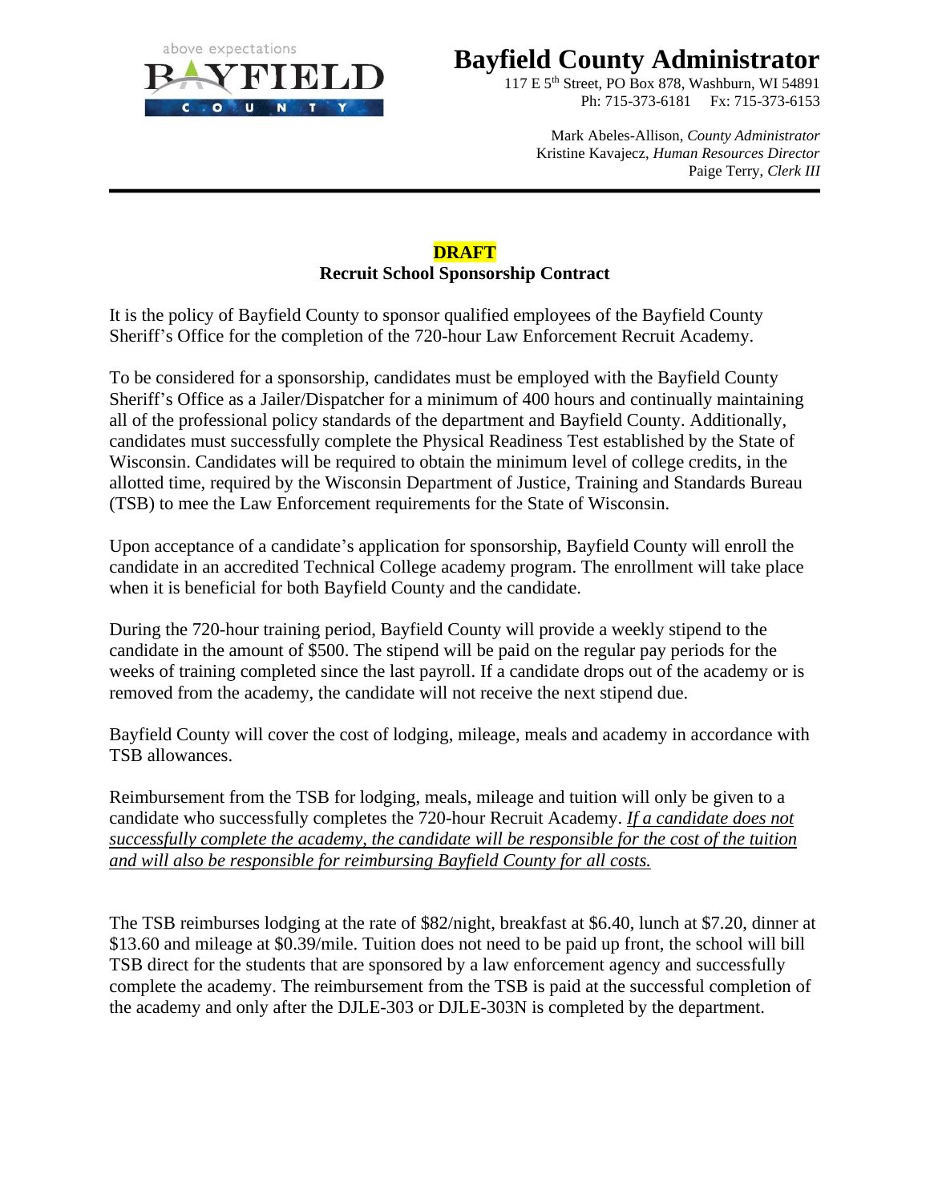above expectations

BAYFIELD COUNTY

# Bayfield County Administrator

117 E 5th Street, PO Box 878, Washburn, WI 54891
Ph: 715-373-6181 Fx: 715-373-6153

Mark Abeles-Allison, *County Administrator*
Kristine Kavajecz, *Human Resources Director*
Paige Terry, *Clerk III*

---

**DRAFT**

## Recruit School Sponsorship Contract

It is the policy of Bayfield County to sponsor qualified employees of the Bayfield County Sheriff's Office for the completion of the 720-hour Law Enforcement Recruit Academy.

To be considered for a sponsorship, candidates must be employed with the Bayfield County Sheriff's Office as a Jailer/Dispatcher for a minimum of 400 hours and continually maintaining all of the professional policy standards of the department and Bayfield County. Additionally, candidates must successfully complete the Physical Readiness Test established by the State of Wisconsin. Candidates will be required to obtain the minimum level of college credits, in the allotted time, required by the Wisconsin Department of Justice, Training and Standards Bureau (TSB) to mee the Law Enforcement requirements for the State of Wisconsin.

Upon acceptance of a candidate's application for sponsorship, Bayfield County will enroll the candidate in an accredited Technical College academy program. The enrollment will take place when it is beneficial for both Bayfield County and the candidate.

During the 720-hour training period, Bayfield County will provide a weekly stipend to the candidate in the amount of $500. The stipend will be paid on the regular pay periods for the weeks of training completed since the last payroll. If a candidate drops out of the academy or is removed from the academy, the candidate will not receive the next stipend due.

Bayfield County will cover the cost of lodging, mileage, meals and academy in accordance with TSB allowances.

Reimbursement from the TSB for lodging, meals, mileage and tuition will only be given to a candidate who successfully completes the 720-hour Recruit Academy. ***If a candidate does not successfully complete the academy, the candidate will be responsible for the cost of the tuition and will also be responsible for reimbursing Bayfield County for all costs.***

The TSB reimburses lodging at the rate of $82/night, breakfast at $6.40, lunch at $7.20, dinner at $13.60 and mileage at $0.39/mile. Tuition does not need to be paid up front, the school will bill TSB direct for the students that are sponsored by a law enforcement agency and successfully complete the academy. The reimbursement from the TSB is paid at the successful completion of the academy and only after the DJLE-303 or DJLE-303N is completed by the department.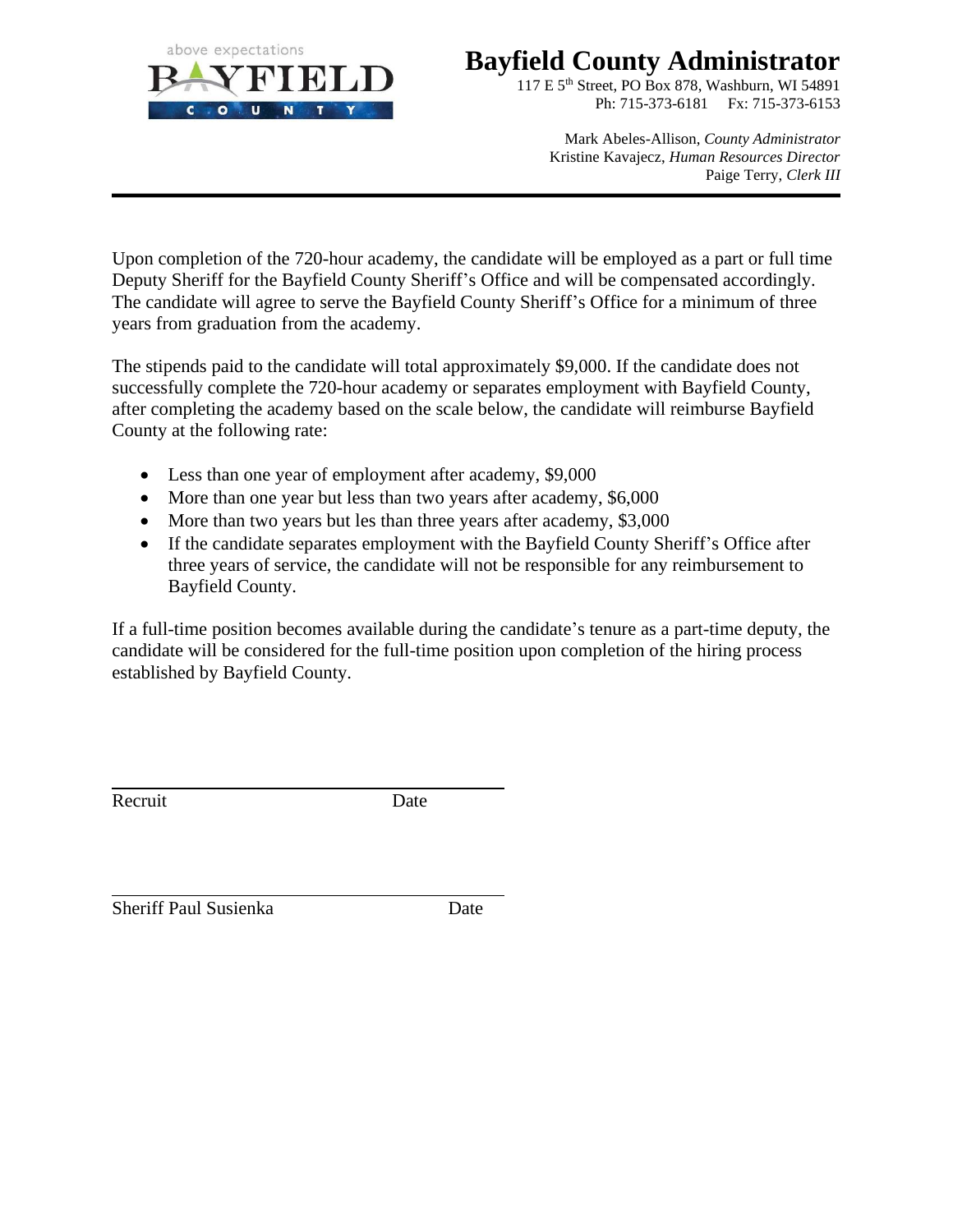# Bayfield County Administrator

117 E 5th Street, PO Box 878, Washburn, WI 54891
Ph: 715-373-6181 Fx: 715-373-6153

Mark Abeles-Allison, *County Administrator*
Kristine Kavajecz, *Human Resources Director*
Paige Terry, *Clerk III*

---

Upon completion of the 720-hour academy, the candidate will be employed as a part or full time Deputy Sheriff for the Bayfield County Sheriff's Office and will be compensated accordingly. The candidate will agree to serve the Bayfield County Sheriff's Office for a minimum of three years from graduation from the academy.

The stipends paid to the candidate will total approximately $9,000. If the candidate does not successfully complete the 720-hour academy or separates employment with Bayfield County, after completing the academy based on the scale below, the candidate will reimburse Bayfield County at the following rate:

- Less than one year of employment after academy, $9,000
- More than one year but less than two years after academy, $6,000
- More than two years but les than three years after academy, $3,000
- If the candidate separates employment with the Bayfield County Sheriff's Office after three years of service, the candidate will not be responsible for any reimbursement to Bayfield County.

If a full-time position becomes available during the candidate's tenure as a part-time deputy, the candidate will be considered for the full-time position upon completion of the hiring process established by Bayfield County.

\_\_\_\_\_\_\_\_\_\_\_\_\_\_\_\_\_\_\_\_\_\_\_\_\_\_\_\_\_\_\_\_\_\_\_\_\_\_\_\_
Recruit Date

\_\_\_\_\_\_\_\_\_\_\_\_\_\_\_\_\_\_\_\_\_\_\_\_\_\_\_\_\_\_\_\_\_\_\_\_\_\_\_\_
Sheriff Paul Susienka Date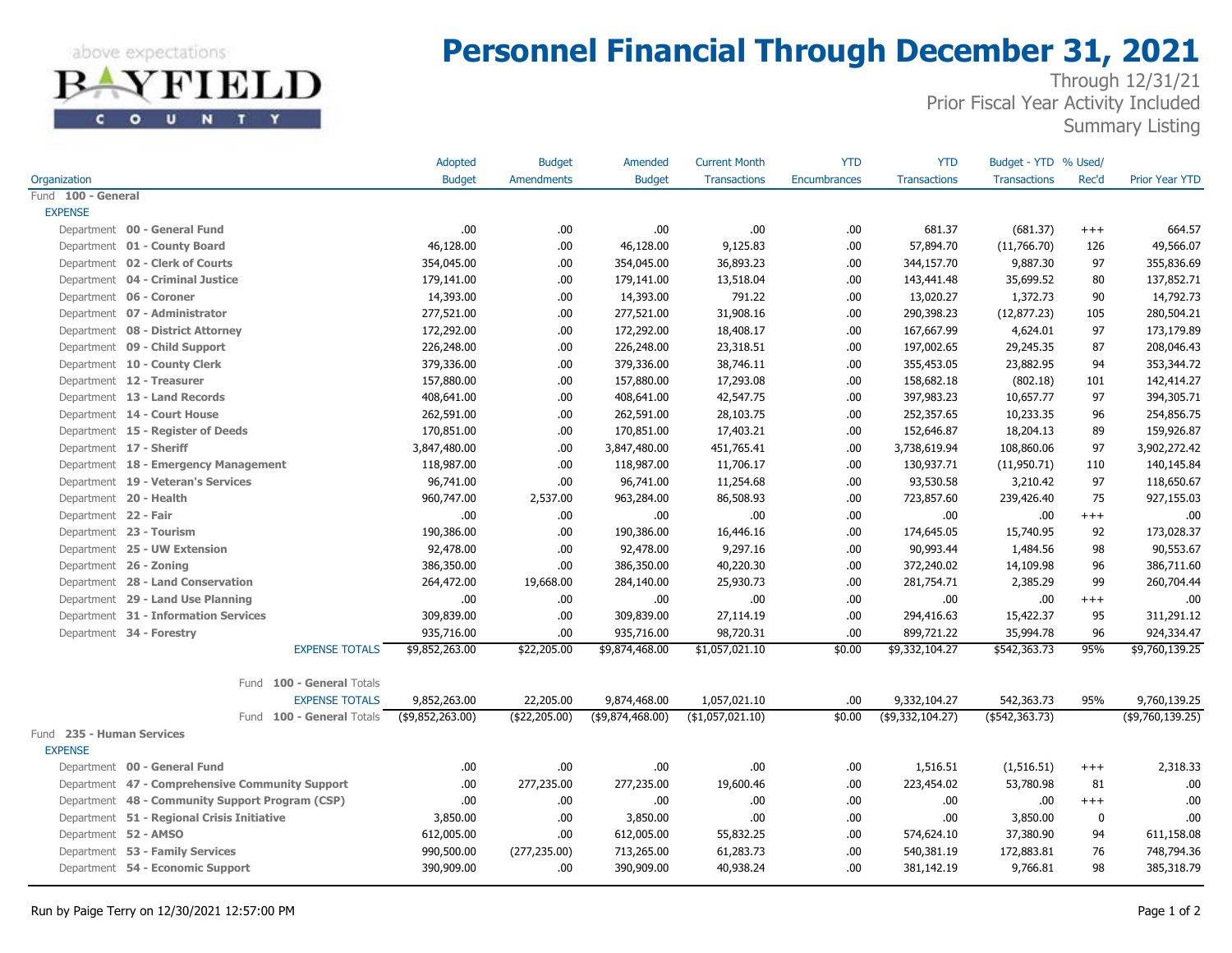# Personnel Financial Through December 31, 2021

above expectations
BAYFIELD COUNTY

Through 12/31/21
Prior Fiscal Year Activity Included
Summary Listing

| Organization | Adopted Budget | Budget Amendments | Amended Budget | Current Month Transactions | YTD Encumbrances | YTD Transactions | Budget - YTD Transactions | % Used/ Rec'd | Prior Year YTD |
|---|---|---|---|---|---|---|---|---|---|
| Fund **100 - General** | | | | | | | | | |
| EXPENSE | | | | | | | | | |
| Department **00 - General Fund** | .00 | .00 | .00 | .00 | .00 | 681.37 | (681.37) | +++ | 664.57 |
| Department **01 - County Board** | 46,128.00 | .00 | 46,128.00 | 9,125.83 | .00 | 57,894.70 | (11,766.70) | 126 | 49,566.07 |
| Department **02 - Clerk of Courts** | 354,045.00 | .00 | 354,045.00 | 36,893.23 | .00 | 344,157.70 | 9,887.30 | 97 | 355,836.69 |
| Department **04 - Criminal Justice** | 179,141.00 | .00 | 179,141.00 | 13,518.04 | .00 | 143,441.48 | 35,699.52 | 80 | 137,852.71 |
| Department **06 - Coroner** | 14,393.00 | .00 | 14,393.00 | 791.22 | .00 | 13,020.27 | 1,372.73 | 90 | 14,792.73 |
| Department **07 - Administrator** | 277,521.00 | .00 | 277,521.00 | 31,908.16 | .00 | 290,398.23 | (12,877.23) | 105 | 280,504.21 |
| Department **08 - District Attorney** | 172,292.00 | .00 | 172,292.00 | 18,408.17 | .00 | 167,667.99 | 4,624.01 | 97 | 173,179.89 |
| Department **09 - Child Support** | 226,248.00 | .00 | 226,248.00 | 23,318.51 | .00 | 197,002.65 | 29,245.35 | 87 | 208,046.43 |
| Department **10 - County Clerk** | 379,336.00 | .00 | 379,336.00 | 38,746.11 | .00 | 355,453.05 | 23,882.95 | 94 | 353,344.72 |
| Department **12 - Treasurer** | 157,880.00 | .00 | 157,880.00 | 17,293.08 | .00 | 158,682.18 | (802.18) | 101 | 142,414.27 |
| Department **13 - Land Records** | 408,641.00 | .00 | 408,641.00 | 42,547.75 | .00 | 397,983.23 | 10,657.77 | 97 | 394,305.71 |
| Department **14 - Court House** | 262,591.00 | .00 | 262,591.00 | 28,103.75 | .00 | 252,357.65 | 10,233.35 | 96 | 254,856.75 |
| Department **15 - Register of Deeds** | 170,851.00 | .00 | 170,851.00 | 17,403.21 | .00 | 152,646.87 | 18,204.13 | 89 | 159,926.87 |
| Department **17 - Sheriff** | 3,847,480.00 | .00 | 3,847,480.00 | 451,765.41 | .00 | 3,738,619.94 | 108,860.06 | 97 | 3,902,272.42 |
| Department **18 - Emergency Management** | 118,987.00 | .00 | 118,987.00 | 11,706.17 | .00 | 130,937.71 | (11,950.71) | 110 | 140,145.84 |
| Department **19 - Veteran's Services** | 96,741.00 | .00 | 96,741.00 | 11,254.68 | .00 | 93,530.58 | 3,210.42 | 97 | 118,650.67 |
| Department **20 - Health** | 960,747.00 | 2,537.00 | 963,284.00 | 86,508.93 | .00 | 723,857.60 | 239,426.40 | 75 | 927,155.03 |
| Department **22 - Fair** | .00 | .00 | .00 | .00 | .00 | .00 | .00 | +++ | .00 |
| Department **23 - Tourism** | 190,386.00 | .00 | 190,386.00 | 16,446.16 | .00 | 174,645.05 | 15,740.95 | 92 | 173,028.37 |
| Department **25 - UW Extension** | 92,478.00 | .00 | 92,478.00 | 9,297.16 | .00 | 90,993.44 | 1,484.56 | 98 | 90,553.67 |
| Department **26 - Zoning** | 386,350.00 | .00 | 386,350.00 | 40,220.30 | .00 | 372,240.02 | 14,109.98 | 96 | 386,711.60 |
| Department **28 - Land Conservation** | 264,472.00 | 19,668.00 | 284,140.00 | 25,930.73 | .00 | 281,754.71 | 2,385.29 | 99 | 260,704.44 |
| Department **29 - Land Use Planning** | .00 | .00 | .00 | .00 | .00 | .00 | .00 | +++ | .00 |
| Department **31 - Information Services** | 309,839.00 | .00 | 309,839.00 | 27,114.19 | .00 | 294,416.63 | 15,422.37 | 95 | 311,291.12 |
| Department **34 - Forestry** | 935,716.00 | .00 | 935,716.00 | 98,720.31 | .00 | 899,721.22 | 35,994.78 | 96 | 924,334.47 |
| EXPENSE TOTALS | $9,852,263.00 | $22,205.00 | $9,874,468.00 | $1,057,021.10 | $0.00 | $9,332,104.27 | $542,363.73 | 95% | $9,760,139.25 |
| Fund **100 - General** Totals | | | | | | | | | |
| EXPENSE TOTALS | 9,852,263.00 | 22,205.00 | 9,874,468.00 | 1,057,021.10 | .00 | 9,332,104.27 | 542,363.73 | 95% | 9,760,139.25 |
| Fund **100 - General** Totals | ($9,852,263.00) | ($22,205.00) | ($9,874,468.00) | ($1,057,021.10) | $0.00 | ($9,332,104.27) | ($542,363.73) | | ($9,760,139.25) |
| Fund **235 - Human Services** | | | | | | | | | |
| EXPENSE | | | | | | | | | |
| Department **00 - General Fund** | .00 | .00 | .00 | .00 | .00 | 1,516.51 | (1,516.51) | +++ | 2,318.33 |
| Department **47 - Comprehensive Community Support** | .00 | 277,235.00 | 277,235.00 | 19,600.46 | .00 | 223,454.02 | 53,780.98 | 81 | .00 |
| Department **48 - Community Support Program (CSP)** | .00 | .00 | .00 | .00 | .00 | .00 | .00 | +++ | .00 |
| Department **51 - Regional Crisis Initiative** | 3,850.00 | .00 | 3,850.00 | .00 | .00 | .00 | 3,850.00 | 0 | .00 |
| Department **52 - AMSO** | 612,005.00 | .00 | 612,005.00 | 55,832.25 | .00 | 574,624.10 | 37,380.90 | 94 | 611,158.08 |
| Department **53 - Family Services** | 990,500.00 | (277,235.00) | 713,265.00 | 61,283.73 | .00 | 540,381.19 | 172,883.81 | 76 | 748,794.36 |
| Department **54 - Economic Support** | 390,909.00 | .00 | 390,909.00 | 40,938.24 | .00 | 381,142.19 | 9,766.81 | 98 | 385,318.79 |

Run by Paige Terry on 12/30/2021 12:57:00 PM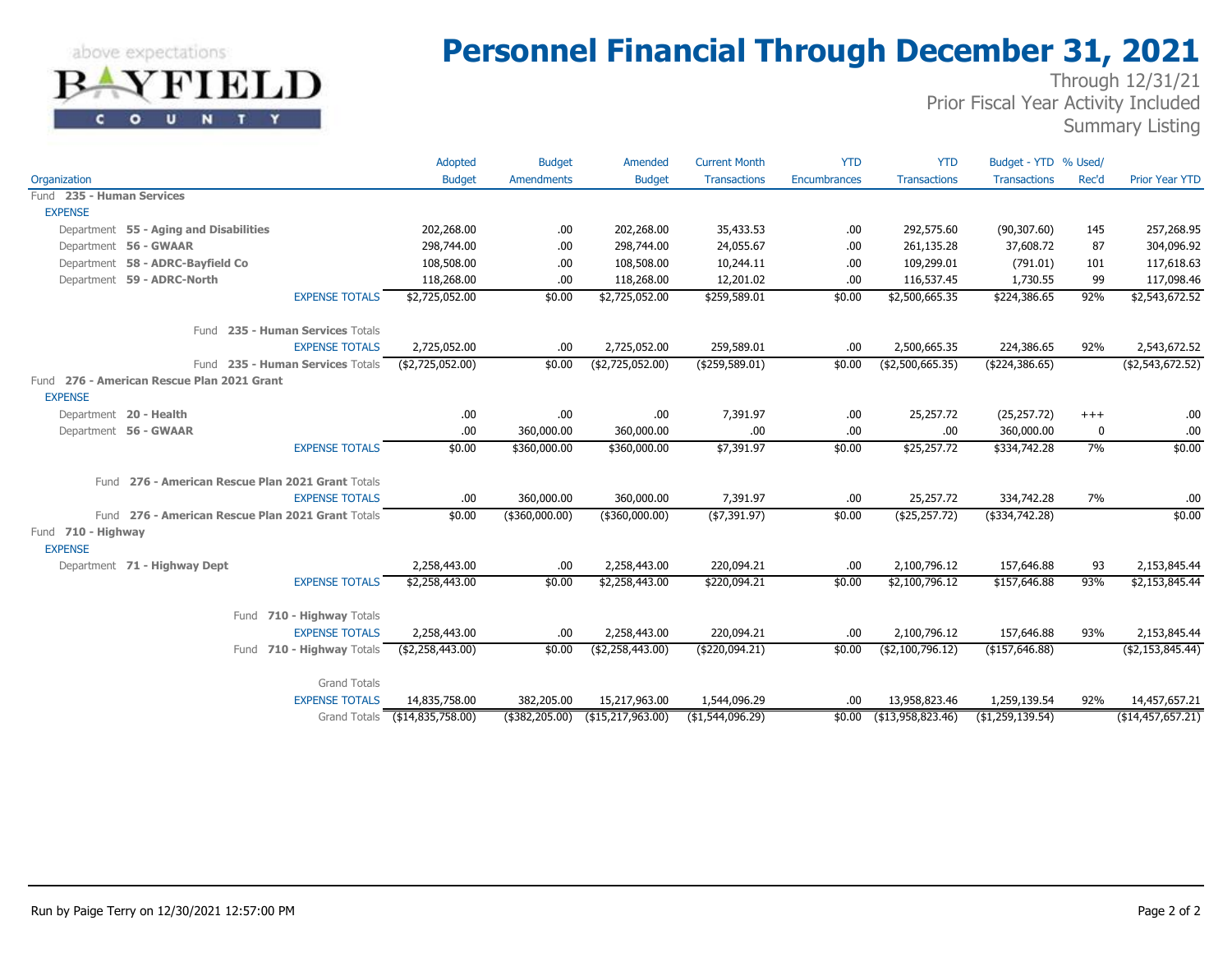# Personnel Financial Through December 31, 2021

Through 12/31/21
Prior Fiscal Year Activity Included
Summary Listing

| Organization | Adopted Budget | Budget Amendments | Amended Budget | Current Month Transactions | YTD Encumbrances | YTD Transactions | Budget - YTD Transactions | % Used/ Rec'd | Prior Year YTD |
|---|---|---|---|---|---|---|---|---|---|
| Fund **235 - Human Services** | | | | | | | | | |
| EXPENSE | | | | | | | | | |
| Department **55 - Aging and Disabilities** | 202,268.00 | .00 | 202,268.00 | 35,433.53 | .00 | 292,575.60 | (90,307.60) | 145 | 257,268.95 |
| Department **56 - GWAAR** | 298,744.00 | .00 | 298,744.00 | 24,055.67 | .00 | 261,135.28 | 37,608.72 | 87 | 304,096.92 |
| Department **58 - ADRC-Bayfield Co** | 108,508.00 | .00 | 108,508.00 | 10,244.11 | .00 | 109,299.01 | (791.01) | 101 | 117,618.63 |
| Department **59 - ADRC-North** | 118,268.00 | .00 | 118,268.00 | 12,201.02 | .00 | 116,537.45 | 1,730.55 | 99 | 117,098.46 |
| EXPENSE TOTALS | $2,725,052.00 | $0.00 | $2,725,052.00 | $259,589.01 | $0.00 | $2,500,665.35 | $224,386.65 | 92% | $2,543,672.52 |
| Fund **235 - Human Services** Totals | | | | | | | | | |
| EXPENSE TOTALS | 2,725,052.00 | .00 | 2,725,052.00 | 259,589.01 | .00 | 2,500,665.35 | 224,386.65 | 92% | 2,543,672.52 |
| Fund **235 - Human Services** Totals | ($2,725,052.00) | $0.00 | ($2,725,052.00) | ($259,589.01) | $0.00 | ($2,500,665.35) | ($224,386.65) | | ($2,543,672.52) |
| Fund **276 - American Rescue Plan 2021 Grant** | | | | | | | | | |
| EXPENSE | | | | | | | | | |
| Department **20 - Health** | .00 | .00 | .00 | 7,391.97 | .00 | 25,257.72 | (25,257.72) | +++ | .00 |
| Department **56 - GWAAR** | .00 | 360,000.00 | 360,000.00 | .00 | .00 | .00 | 360,000.00 | 0 | .00 |
| EXPENSE TOTALS | $0.00 | $360,000.00 | $360,000.00 | $7,391.97 | $0.00 | $25,257.72 | $334,742.28 | 7% | $0.00 |
| Fund **276 - American Rescue Plan 2021 Grant** Totals | | | | | | | | | |
| EXPENSE TOTALS | .00 | 360,000.00 | 360,000.00 | 7,391.97 | .00 | 25,257.72 | 334,742.28 | 7% | .00 |
| Fund **276 - American Rescue Plan 2021 Grant** Totals | $0.00 | ($360,000.00) | ($360,000.00) | ($7,391.97) | $0.00 | ($25,257.72) | ($334,742.28) | | $0.00 |
| Fund **710 - Highway** | | | | | | | | | |
| EXPENSE | | | | | | | | | |
| Department **71 - Highway Dept** | 2,258,443.00 | .00 | 2,258,443.00 | 220,094.21 | .00 | 2,100,796.12 | 157,646.88 | 93 | 2,153,845.44 |
| EXPENSE TOTALS | $2,258,443.00 | $0.00 | $2,258,443.00 | $220,094.21 | $0.00 | $2,100,796.12 | $157,646.88 | 93% | $2,153,845.44 |
| Fund **710 - Highway** Totals | | | | | | | | | |
| EXPENSE TOTALS | 2,258,443.00 | .00 | 2,258,443.00 | 220,094.21 | .00 | 2,100,796.12 | 157,646.88 | 93% | 2,153,845.44 |
| Fund **710 - Highway** Totals | ($2,258,443.00) | $0.00 | ($2,258,443.00) | ($220,094.21) | $0.00 | ($2,100,796.12) | ($157,646.88) | | ($2,153,845.44) |
| Grand Totals | | | | | | | | | |
| EXPENSE TOTALS | 14,835,758.00 | 382,205.00 | 15,217,963.00 | 1,544,096.29 | .00 | 13,958,823.46 | 1,259,139.54 | 92% | 14,457,657.21 |
| Grand Totals | ($14,835,758.00) | ($382,205.00) | ($15,217,963.00) | ($1,544,096.29) | $0.00 | ($13,958,823.46) | ($1,259,139.54) | | ($14,457,657.21) |

Run by Paige Terry on 12/30/2021 12:57:00 PM